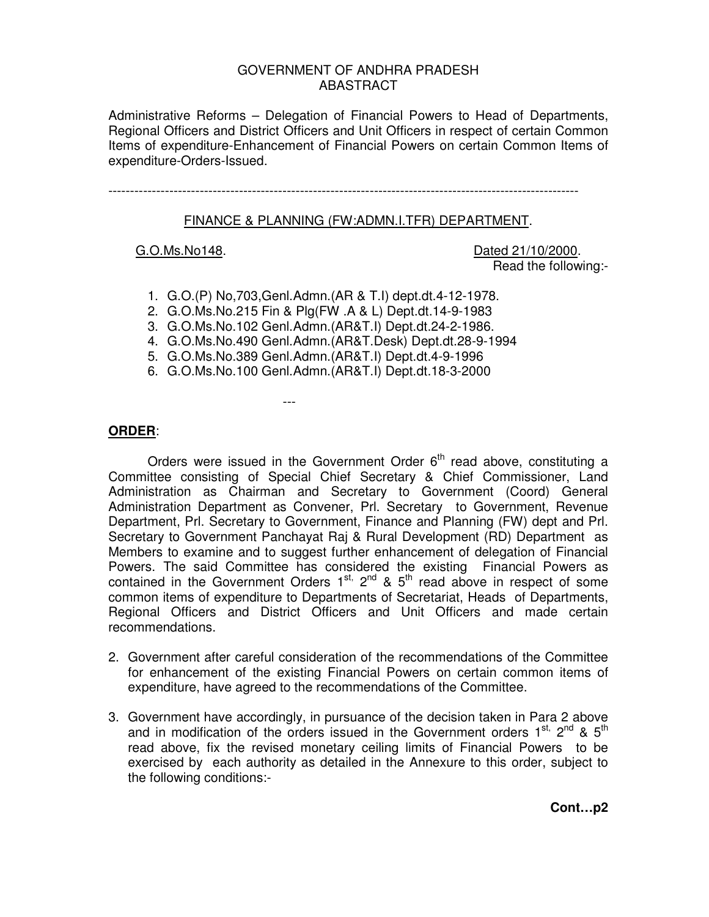GOVERNMENT OF ANDHRA PRADESH
ABASTRACT

Administrative Reforms – Delegation of Financial Powers to Head of Departments, Regional Officers and District Officers and Unit Officers in respect of certain Common Items of expenditure-Enhancement of Financial Powers on certain Common Items of expenditure-Orders-Issued.

---

FINANCE & PLANNING (FW:ADMN.I.TFR) DEPARTMENT.

G.O.Ms.No148. Dated 21/10/2000.

Read the following:-

1. G.O.(P) No,703,Genl.Admn.(AR & T.I) dept.dt.4-12-1978.
2. G.O.Ms.No.215 Fin & Plg(FW .A & L) Dept.dt.14-9-1983
3. G.O.Ms.No.102 Genl.Admn.(AR&T.I) Dept.dt.24-2-1986.
4. G.O.Ms.No.490 Genl.Admn.(AR&T.Desk) Dept.dt.28-9-1994
5. G.O.Ms.No.389 Genl.Admn.(AR&T.I) Dept.dt.4-9-1996
6. G.O.Ms.No.100 Genl.Admn.(AR&T.I) Dept.dt.18-3-2000

---

**ORDER**:

Orders were issued in the Government Order 6th read above, constituting a Committee consisting of Special Chief Secretary & Chief Commissioner, Land Administration as Chairman and Secretary to Government (Coord) General Administration Department as Convener, Prl. Secretary to Government, Revenue Department, Prl. Secretary to Government, Finance and Planning (FW) dept and Prl. Secretary to Government Panchayat Raj & Rural Development (RD) Department as Members to examine and to suggest further enhancement of delegation of Financial Powers. The said Committee has considered the existing Financial Powers as contained in the Government Orders 1st, 2nd & 5th read above in respect of some common items of expenditure to Departments of Secretariat, Heads of Departments, Regional Officers and District Officers and Unit Officers and made certain recommendations.

2. Government after careful consideration of the recommendations of the Committee for enhancement of the existing Financial Powers on certain common items of expenditure, have agreed to the recommendations of the Committee.

3. Government have accordingly, in pursuance of the decision taken in Para 2 above and in modification of the orders issued in the Government orders 1st, 2nd & 5th read above, fix the revised monetary ceiling limits of Financial Powers to be exercised by each authority as detailed in the Annexure to this order, subject to the following conditions:-

**Cont…p2**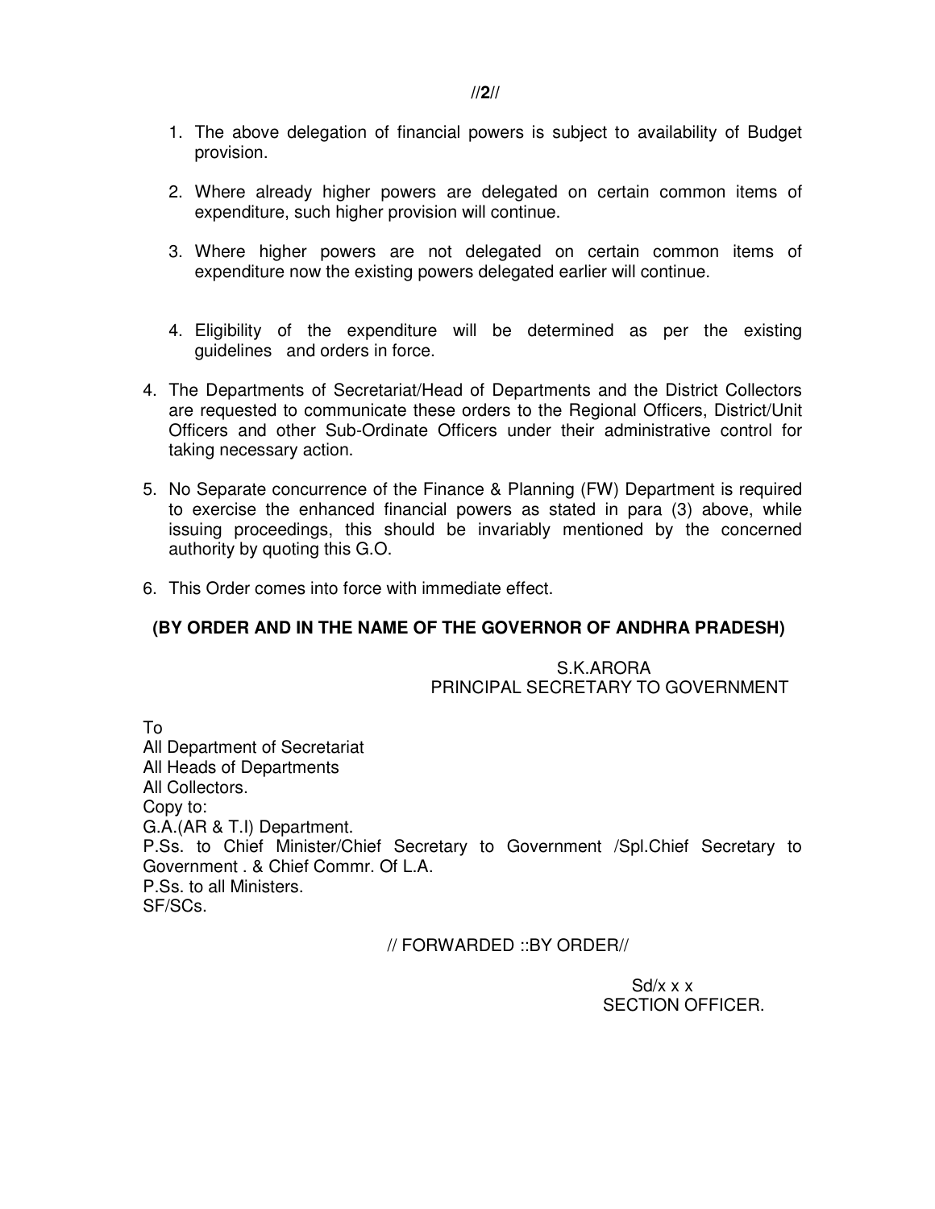1. The above delegation of financial powers is subject to availability of Budget provision.

2. Where already higher powers are delegated on certain common items of expenditure, such higher provision will continue.

3. Where higher powers are not delegated on certain common items of expenditure now the existing powers delegated earlier will continue.

4. Eligibility of the expenditure will be determined as per the existing guidelines and orders in force.

4. The Departments of Secretariat/Head of Departments and the District Collectors are requested to communicate these orders to the Regional Officers, District/Unit Officers and other Sub-Ordinate Officers under their administrative control for taking necessary action.

5. No Separate concurrence of the Finance & Planning (FW) Department is required to exercise the enhanced financial powers as stated in para (3) above, while issuing proceedings, this should be invariably mentioned by the concerned authority by quoting this G.O.

6. This Order comes into force with immediate effect.

**(BY ORDER AND IN THE NAME OF THE GOVERNOR OF ANDHRA PRADESH)**

S.K.ARORA
PRINCIPAL SECRETARY TO GOVERNMENT

To
All Department of Secretariat
All Heads of Departments
All Collectors.
Copy to:
G.A.(AR & T.I) Department.
P.Ss. to Chief Minister/Chief Secretary to Government /Spl.Chief Secretary to Government . & Chief Commr. Of L.A.
P.Ss. to all Ministers.
SF/SCs.

// FORWARDED ::BY ORDER//

Sd/x x x
SECTION OFFICER.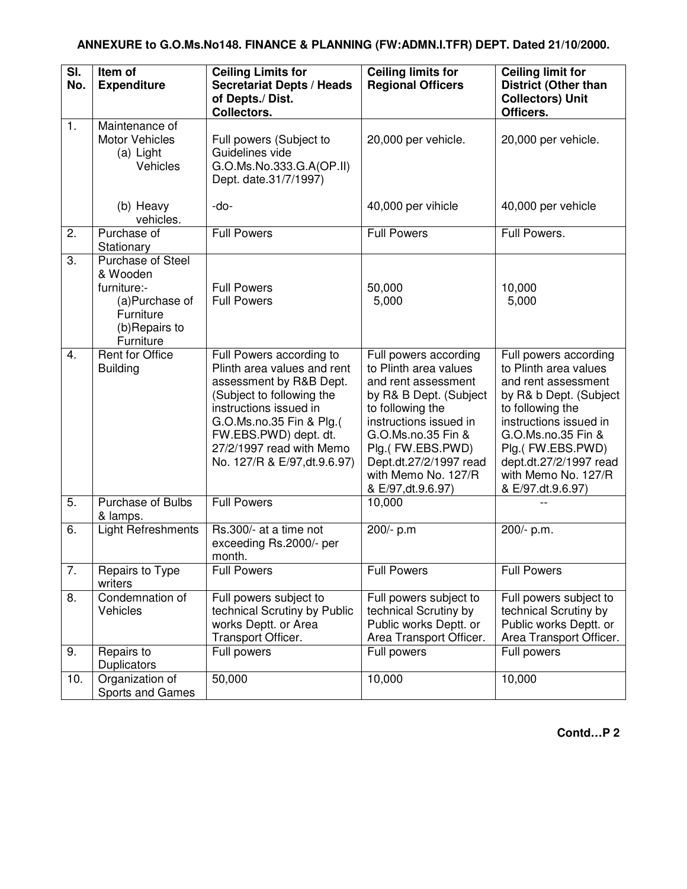**ANNEXURE to G.O.Ms.No148. FINANCE & PLANNING (FW:ADMN.I.TFR) DEPT. Dated 21/10/2000.**

| Sl. No. | Item of Expenditure | Ceiling Limits for Secretariat Depts / Heads of Depts./ Dist. Collectors. | Ceiling limits for Regional Officers | Ceiling limit for District (Other than Collectors) Unit Officers. |
|---|---|---|---|---|
| 1. | Maintenance of Motor Vehicles<br>(a) Light Vehicles | Full powers (Subject to Guidelines vide G.O.Ms.No.333.G.A(OP.II) Dept. date.31/7/1997) | 20,000 per vehicle. | 20,000 per vehicle. |
| | (b) Heavy vehicles. | -do- | 40,000 per vihicle | 40,000 per vehicle |
| 2. | Purchase of Stationary | Full Powers | Full Powers | Full Powers. |
| 3. | Purchase of Steel & Wooden furniture:-<br>(a)Purchase of Furniture<br>(b)Repairs to Furniture | Full Powers<br>Full Powers | 50,000<br>5,000 | 10,000<br>5,000 |
| 4. | Rent for Office Building | Full Powers according to Plinth area values and rent assessment by R&B Dept. (Subject to following the instructions issued in G.O.Ms.no.35 Fin & Plg.( FW.EBS.PWD) dept. dt. 27/2/1997 read with Memo No. 127/R & E/97,dt.9.6.97) | Full powers according to Plinth area values and rent assessment by R& B Dept. (Subject to following the instructions issued in G.O.Ms.no.35 Fin & Plg.( FW.EBS.PWD) Dept.dt.27/2/1997 read with Memo No. 127/R & E/97,dt.9.6.97) | Full powers according to Plinth area values and rent assessment by R& b Dept. (Subject to following the instructions issued in G.O.Ms.no.35 Fin & Plg.( FW.EBS.PWD) dept.dt.27/2/1997 read with Memo No. 127/R & E/97.dt.9.6.97) |
| 5. | Purchase of Bulbs & lamps. | Full Powers | 10,000 | -- |
| 6. | Light Refreshments | Rs.300/- at a time not exceeding Rs.2000/- per month. | 200/- p.m | 200/- p.m. |
| 7. | Repairs to Type writers | Full Powers | Full Powers | Full Powers |
| 8. | Condemnation of Vehicles | Full powers subject to technical Scrutiny by Public works Deptt. or Area Transport Officer. | Full powers subject to technical Scrutiny by Public works Deptt. or Area Transport Officer. | Full powers subject to technical Scrutiny by Public works Deptt. or Area Transport Officer. |
| 9. | Repairs to Duplicators | Full powers | Full powers | Full powers |
| 10. | Organization of Sports and Games | 50,000 | 10,000 | 10,000 |

**Contd…P 2**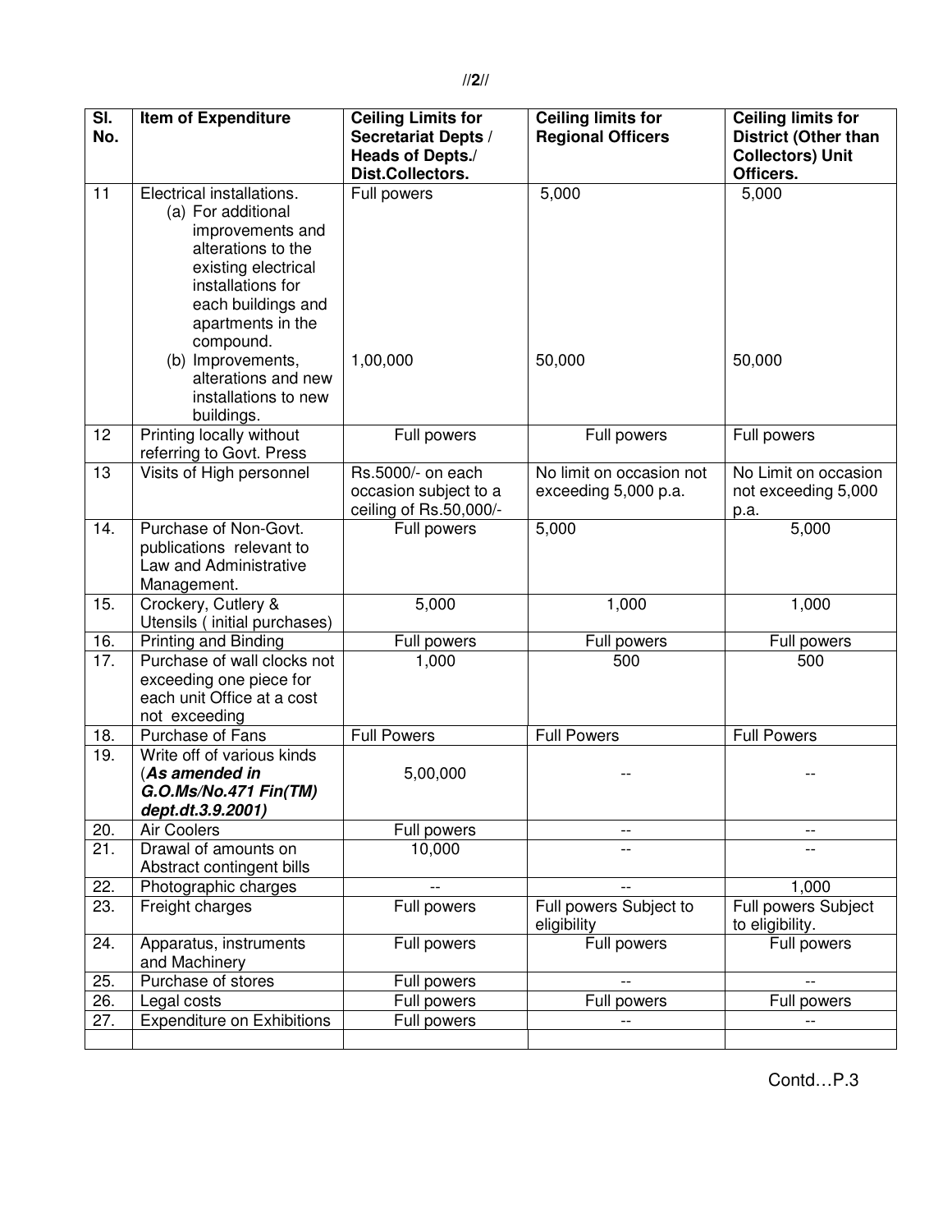| Sl. No. | Item of Expenditure | Ceiling Limits for Secretariat Depts / Heads of Depts./ Dist.Collectors. | Ceiling limits for Regional Officers | Ceiling limits for District (Other than Collectors) Unit Officers. |
|---|---|---|---|---|
| 11 | Electrical installations.<br>(a) For additional improvements and alterations to the existing electrical installations for each buildings and apartments in the compound.<br>(b) Improvements, alterations and new installations to new buildings. | Full powers<br><br>1,00,000 | 5,000<br><br>50,000 | 5,000<br><br>50,000 |
| 12 | Printing locally without referring to Govt. Press | Full powers | Full powers | Full powers |
| 13 | Visits of High personnel | Rs.5000/- on each occasion subject to a ceiling of Rs.50,000/- | No limit on occasion not exceeding 5,000 p.a. | No Limit on occasion not exceeding 5,000 p.a. |
| 14. | Purchase of Non-Govt. publications relevant to Law and Administrative Management. | Full powers | 5,000 | 5,000 |
| 15. | Crockery, Cutlery & Utensils ( initial purchases) | 5,000 | 1,000 | 1,000 |
| 16. | Printing and Binding | Full powers | Full powers | Full powers |
| 17. | Purchase of wall clocks not exceeding one piece for each unit Office at a cost not exceeding | 1,000 | 500 | 500 |
| 18. | Purchase of Fans | Full Powers | Full Powers | Full Powers |
| 19. | Write off of various kinds (***As amended in G.O.Ms/No.471 Fin(TM) dept.dt.3.9.2001)*** | 5,00,000 | -- | -- |
| 20. | Air Coolers | Full powers | -- | -- |
| 21. | Drawal of amounts on Abstract contingent bills | 10,000 | -- | -- |
| 22. | Photographic charges | -- | -- | 1,000 |
| 23. | Freight charges | Full powers | Full powers Subject to eligibility | Full powers Subject to eligibility. |
| 24. | Apparatus, instruments and Machinery | Full powers | Full powers | Full powers |
| 25. | Purchase of stores | Full powers | -- | -- |
| 26. | Legal costs | Full powers | Full powers | Full powers |
| 27. | Expenditure on Exhibitions | Full powers | -- | -- |
| | | | | |

Contd…P.3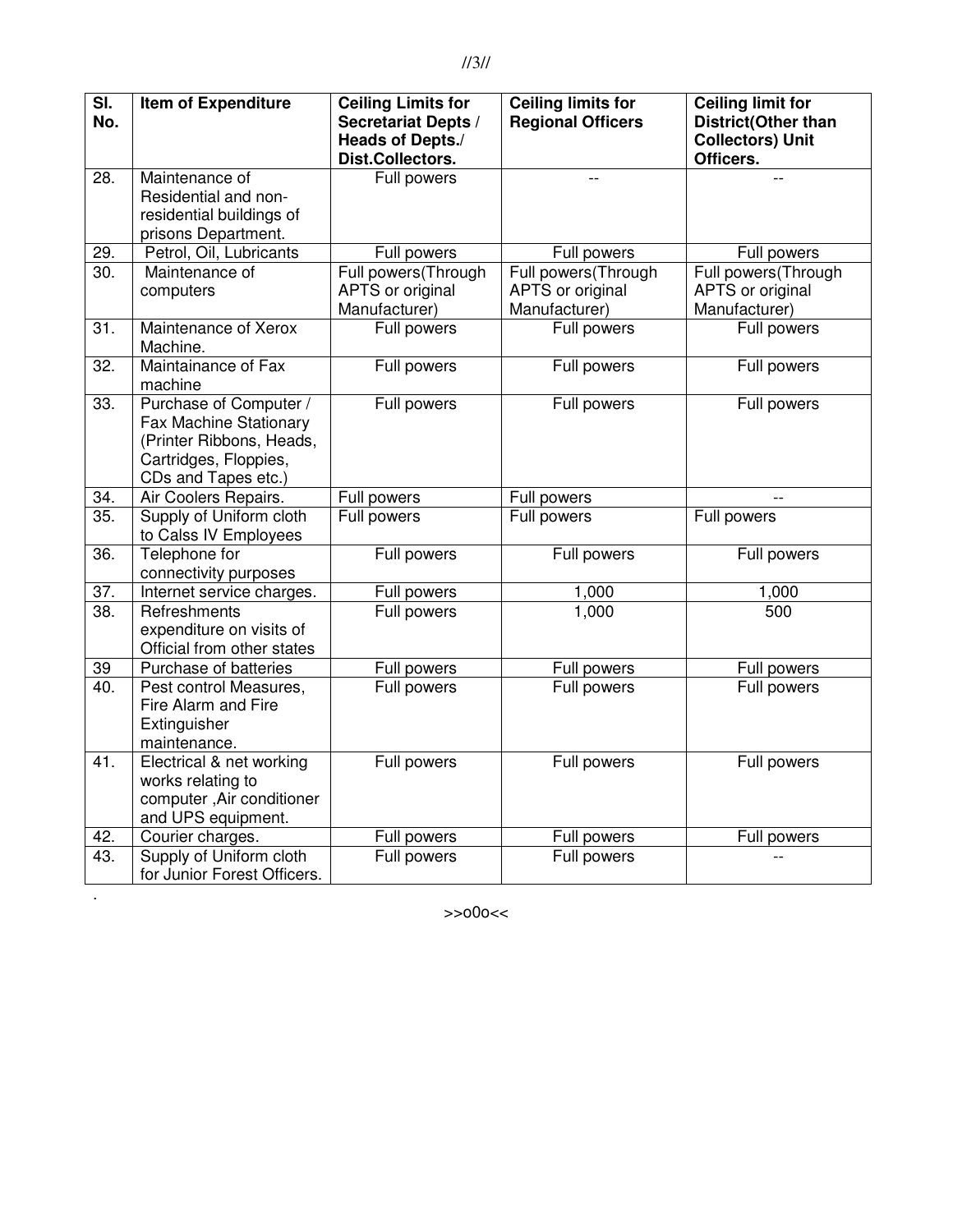| Sl. No. | Item of Expenditure | Ceiling Limits for Secretariat Depts / Heads of Depts./ Dist.Collectors. | Ceiling limits for Regional Officers | Ceiling limit for District(Other than Collectors) Unit Officers. |
|---|---|---|---|---|
| 28. | Maintenance of Residential and non-residential buildings of prisons Department. | Full powers | -- | -- |
| 29. | Petrol, Oil, Lubricants | Full powers | Full powers | Full powers |
| 30. | Maintenance of computers | Full powers(Through APTS or original Manufacturer) | Full powers(Through APTS or original Manufacturer) | Full powers(Through APTS or original Manufacturer) |
| 31. | Maintenance of Xerox Machine. | Full powers | Full powers | Full powers |
| 32. | Maintainance of Fax machine | Full powers | Full powers | Full powers |
| 33. | Purchase of Computer / Fax Machine Stationary (Printer Ribbons, Heads, Cartridges, Floppies, CDs and Tapes etc.) | Full powers | Full powers | Full powers |
| 34. | Air Coolers Repairs. | Full powers | Full powers | -- |
| 35. | Supply of Uniform cloth to Calss IV Employees | Full powers | Full powers | Full powers |
| 36. | Telephone for connectivity purposes | Full powers | Full powers | Full powers |
| 37. | Internet service charges. | Full powers | 1,000 | 1,000 |
| 38. | Refreshments expenditure on visits of Official from other states | Full powers | 1,000 | 500 |
| 39 | Purchase of batteries | Full powers | Full powers | Full powers |
| 40. | Pest control Measures, Fire Alarm and Fire Extinguisher maintenance. | Full powers | Full powers | Full powers |
| 41. | Electrical & net working works relating to computer ,Air conditioner and UPS equipment. | Full powers | Full powers | Full powers |
| 42. | Courier charges. | Full powers | Full powers | Full powers |
| 43. | Supply of Uniform cloth for Junior Forest Officers. | Full powers | Full powers | -- |

>>o0o<<